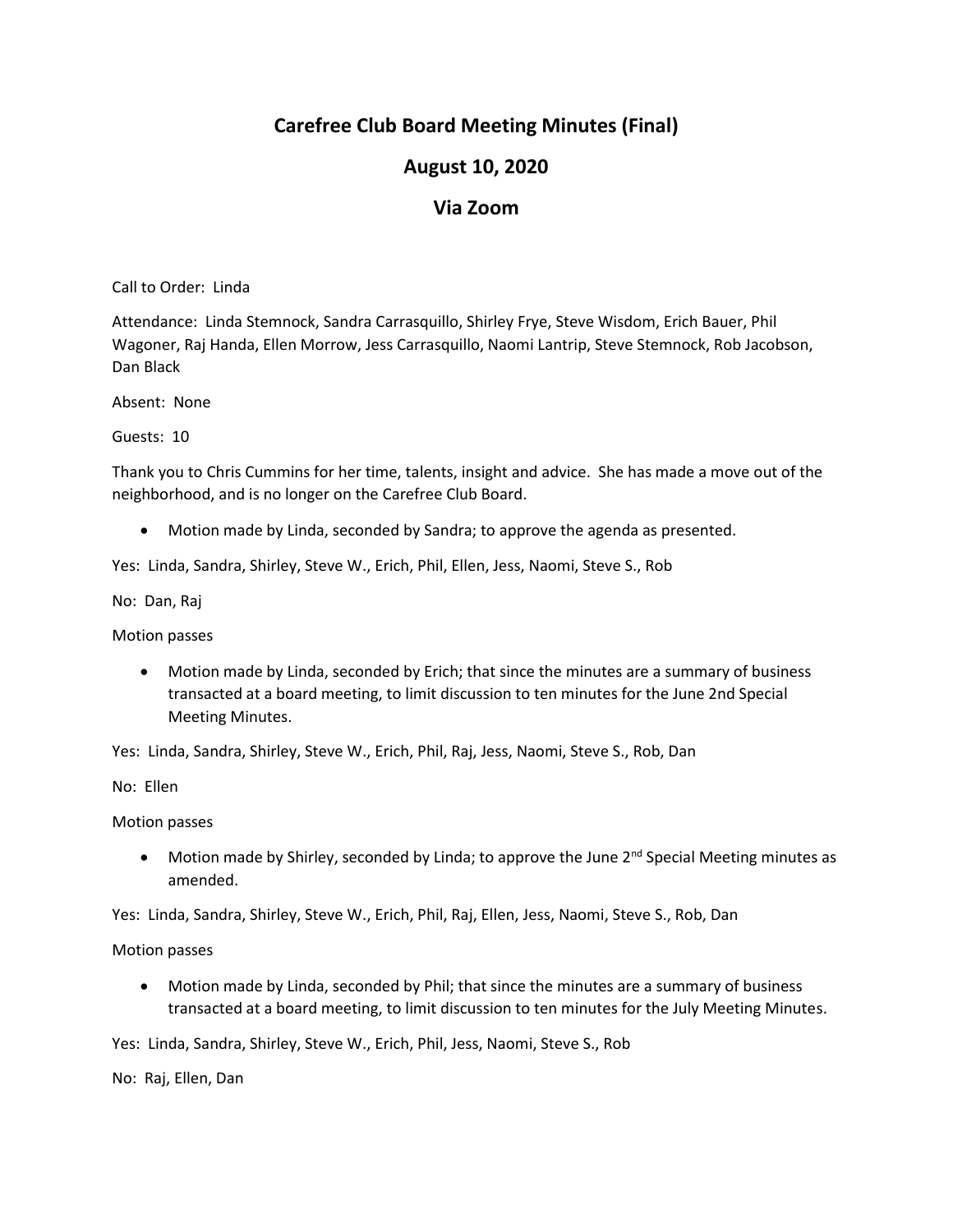# Carefree Club Board Meeting Minutes (Final)

## August 10, 2020

## Via Zoom

Call to Order: Linda

Attendance: Linda Stemnock, Sandra Carrasquillo, Shirley Frye, Steve Wisdom, Erich Bauer, Phil Wagoner, Raj Handa, Ellen Morrow, Jess Carrasquillo, Naomi Lantrip, Steve Stemnock, Rob Jacobson, Dan Black

Absent: None

Guests: 10

Thank you to Chris Cummins for her time, talents, insight and advice. She has made a move out of the neighborhood, and is no longer on the Carefree Club Board.

- Motion made by Linda, seconded by Sandra; to approve the agenda as presented.

Yes: Linda, Sandra, Shirley, Steve W., Erich, Phil, Ellen, Jess, Naomi, Steve S., Rob

No: Dan, Raj

Motion passes

- Motion made by Linda, seconded by Erich; that since the minutes are a summary of business transacted at a board meeting, to limit discussion to ten minutes for the June 2nd Special Meeting Minutes.

Yes: Linda, Sandra, Shirley, Steve W., Erich, Phil, Raj, Jess, Naomi, Steve S., Rob, Dan

No: Ellen

Motion passes

- Motion made by Shirley, seconded by Linda; to approve the June 2nd Special Meeting minutes as amended.

Yes: Linda, Sandra, Shirley, Steve W., Erich, Phil, Raj, Ellen, Jess, Naomi, Steve S., Rob, Dan

Motion passes

- Motion made by Linda, seconded by Phil; that since the minutes are a summary of business transacted at a board meeting, to limit discussion to ten minutes for the July Meeting Minutes.

Yes: Linda, Sandra, Shirley, Steve W., Erich, Phil, Jess, Naomi, Steve S., Rob

No: Raj, Ellen, Dan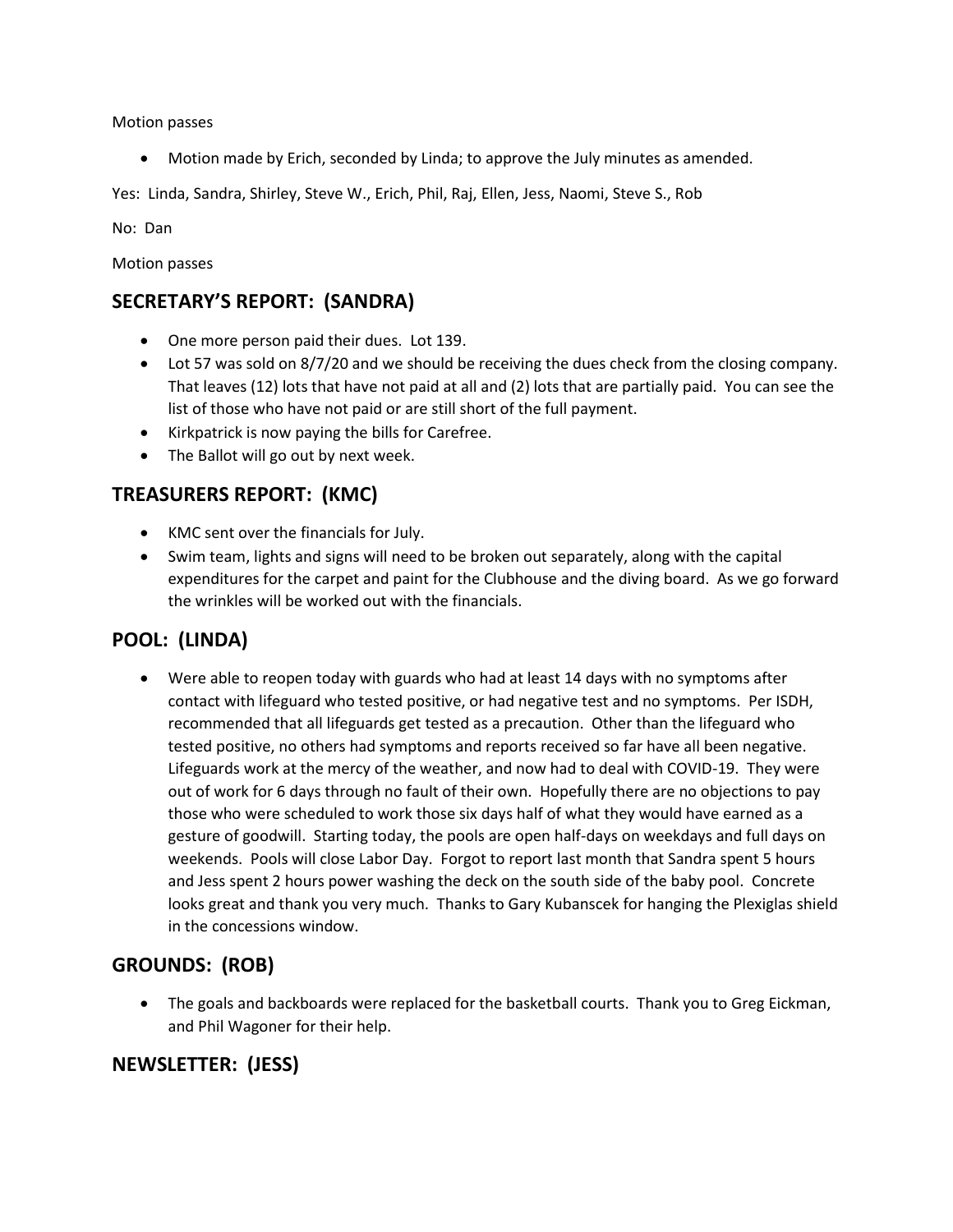Motion passes

- Motion made by Erich, seconded by Linda; to approve the July minutes as amended.

Yes: Linda, Sandra, Shirley, Steve W., Erich, Phil, Raj, Ellen, Jess, Naomi, Steve S., Rob

No: Dan

Motion passes

## SECRETARY'S REPORT: (SANDRA)

- One more person paid their dues. Lot 139.
- Lot 57 was sold on 8/7/20 and we should be receiving the dues check from the closing company. That leaves (12) lots that have not paid at all and (2) lots that are partially paid. You can see the list of those who have not paid or are still short of the full payment.
- Kirkpatrick is now paying the bills for Carefree.
- The Ballot will go out by next week.

## TREASURERS REPORT: (KMC)

- KMC sent over the financials for July.
- Swim team, lights and signs will need to be broken out separately, along with the capital expenditures for the carpet and paint for the Clubhouse and the diving board. As we go forward the wrinkles will be worked out with the financials.

## POOL: (LINDA)

- Were able to reopen today with guards who had at least 14 days with no symptoms after contact with lifeguard who tested positive, or had negative test and no symptoms. Per ISDH, recommended that all lifeguards get tested as a precaution. Other than the lifeguard who tested positive, no others had symptoms and reports received so far have all been negative. Lifeguards work at the mercy of the weather, and now had to deal with COVID-19. They were out of work for 6 days through no fault of their own. Hopefully there are no objections to pay those who were scheduled to work those six days half of what they would have earned as a gesture of goodwill. Starting today, the pools are open half-days on weekdays and full days on weekends. Pools will close Labor Day. Forgot to report last month that Sandra spent 5 hours and Jess spent 2 hours power washing the deck on the south side of the baby pool. Concrete looks great and thank you very much. Thanks to Gary Kubanscek for hanging the Plexiglas shield in the concessions window.

## GROUNDS: (ROB)

- The goals and backboards were replaced for the basketball courts. Thank you to Greg Eickman, and Phil Wagoner for their help.

## NEWSLETTER: (JESS)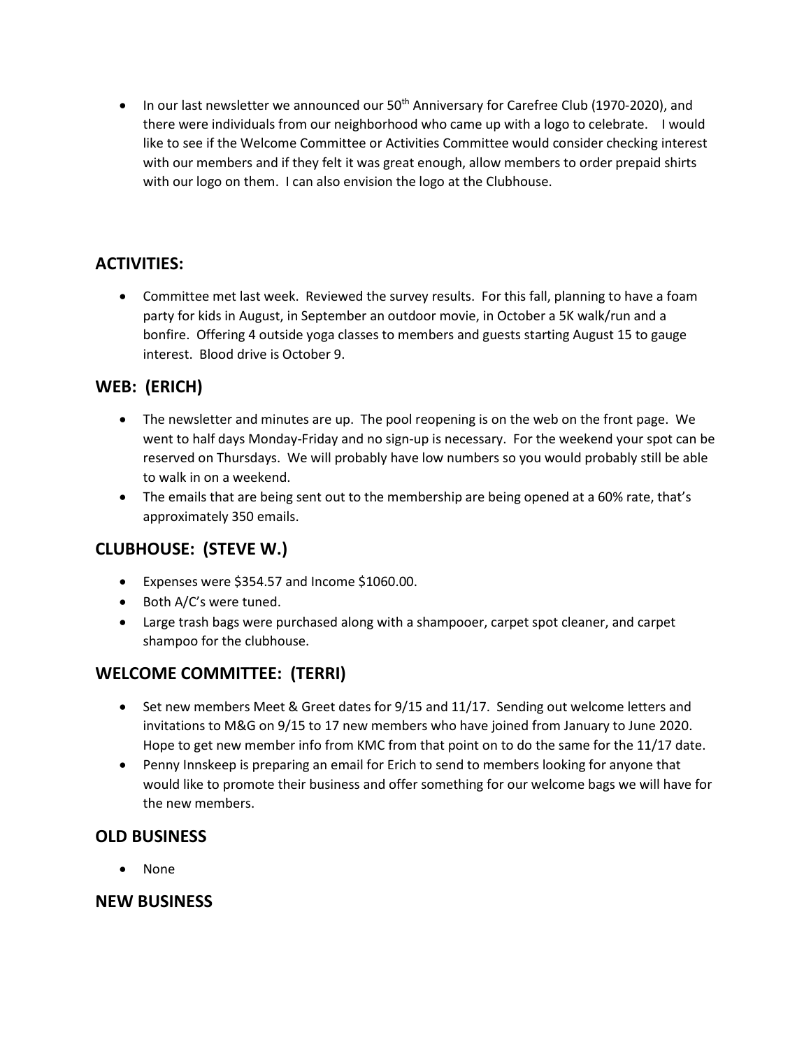- In our last newsletter we announced our 50th Anniversary for Carefree Club (1970-2020), and there were individuals from our neighborhood who came up with a logo to celebrate. I would like to see if the Welcome Committee or Activities Committee would consider checking interest with our members and if they felt it was great enough, allow members to order prepaid shirts with our logo on them. I can also envision the logo at the Clubhouse.

## ACTIVITIES:

- Committee met last week. Reviewed the survey results. For this fall, planning to have a foam party for kids in August, in September an outdoor movie, in October a 5K walk/run and a bonfire. Offering 4 outside yoga classes to members and guests starting August 15 to gauge interest. Blood drive is October 9.

## WEB: (ERICH)

- The newsletter and minutes are up. The pool reopening is on the web on the front page. We went to half days Monday-Friday and no sign-up is necessary. For the weekend your spot can be reserved on Thursdays. We will probably have low numbers so you would probably still be able to walk in on a weekend.
- The emails that are being sent out to the membership are being opened at a 60% rate, that's approximately 350 emails.

## CLUBHOUSE: (STEVE W.)

- Expenses were $354.57 and Income $1060.00.
- Both A/C's were tuned.
- Large trash bags were purchased along with a shampooer, carpet spot cleaner, and carpet shampoo for the clubhouse.

## WELCOME COMMITTEE: (TERRI)

- Set new members Meet & Greet dates for 9/15 and 11/17. Sending out welcome letters and invitations to M&G on 9/15 to 17 new members who have joined from January to June 2020. Hope to get new member info from KMC from that point on to do the same for the 11/17 date.
- Penny Innskeep is preparing an email for Erich to send to members looking for anyone that would like to promote their business and offer something for our welcome bags we will have for the new members.

## OLD BUSINESS

- None

## NEW BUSINESS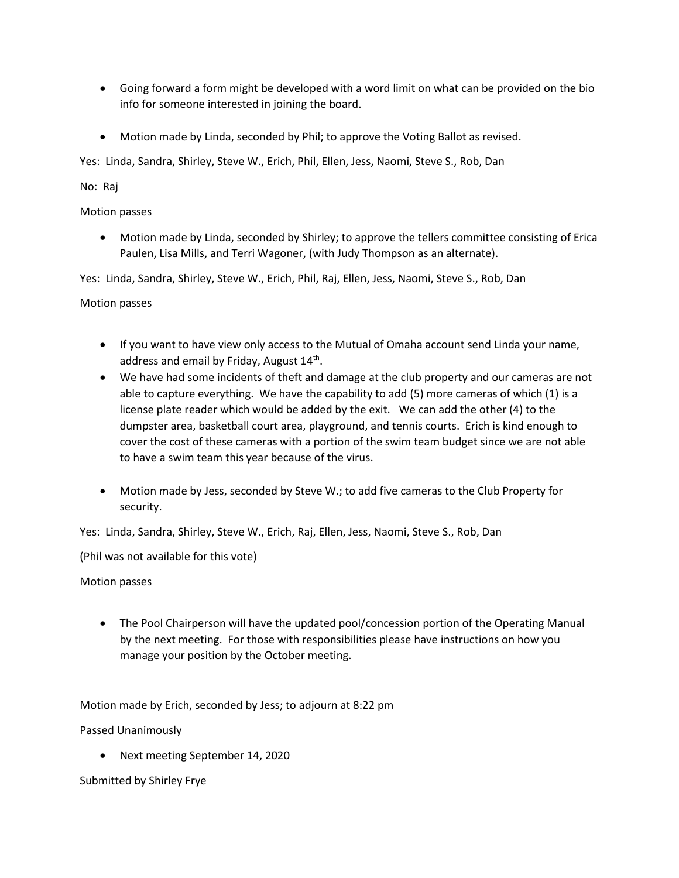- Going forward a form might be developed with a word limit on what can be provided on the bio info for someone interested in joining the board.

- Motion made by Linda, seconded by Phil; to approve the Voting Ballot as revised.

Yes: Linda, Sandra, Shirley, Steve W., Erich, Phil, Ellen, Jess, Naomi, Steve S., Rob, Dan

No: Raj

Motion passes

- Motion made by Linda, seconded by Shirley; to approve the tellers committee consisting of Erica Paulen, Lisa Mills, and Terri Wagoner, (with Judy Thompson as an alternate).

Yes: Linda, Sandra, Shirley, Steve W., Erich, Phil, Raj, Ellen, Jess, Naomi, Steve S., Rob, Dan

Motion passes

- If you want to have view only access to the Mutual of Omaha account send Linda your name, address and email by Friday, August 14th.
- We have had some incidents of theft and damage at the club property and our cameras are not able to capture everything. We have the capability to add (5) more cameras of which (1) is a license plate reader which would be added by the exit. We can add the other (4) to the dumpster area, basketball court area, playground, and tennis courts. Erich is kind enough to cover the cost of these cameras with a portion of the swim team budget since we are not able to have a swim team this year because of the virus.

- Motion made by Jess, seconded by Steve W.; to add five cameras to the Club Property for security.

Yes: Linda, Sandra, Shirley, Steve W., Erich, Raj, Ellen, Jess, Naomi, Steve S., Rob, Dan

(Phil was not available for this vote)

Motion passes

- The Pool Chairperson will have the updated pool/concession portion of the Operating Manual by the next meeting. For those with responsibilities please have instructions on how you manage your position by the October meeting.

Motion made by Erich, seconded by Jess; to adjourn at 8:22 pm

Passed Unanimously

- Next meeting September 14, 2020

Submitted by Shirley Frye